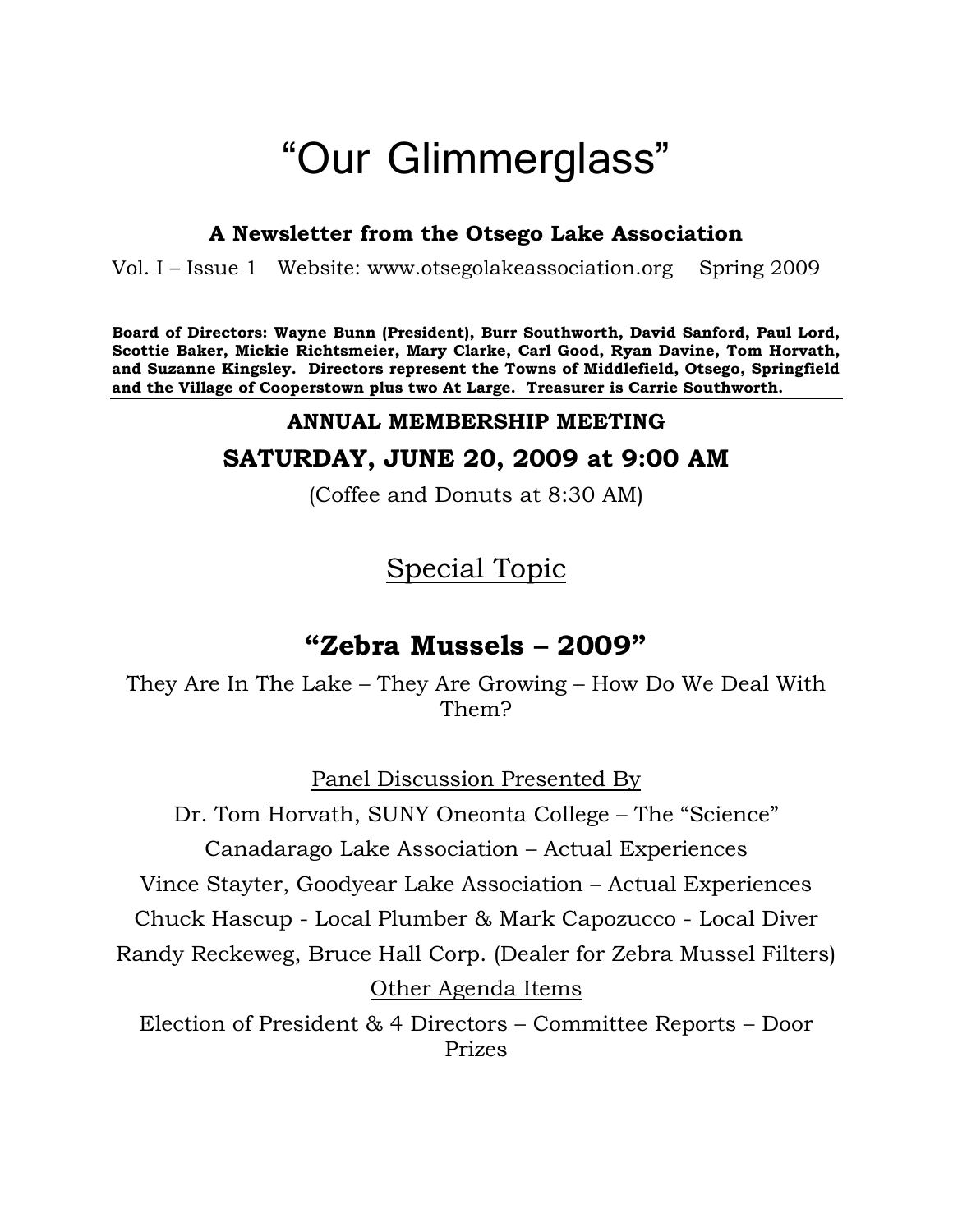# "Our Glimmerglass"

**A Newsletter from the Otsego Lake Association**

Vol. I – Issue 1 Website: www.otsegolakeassociation.org Spring 2009

**Board of Directors: Wayne Bunn (President), Burr Southworth, David Sanford, Paul Lord, Scottie Baker, Mickie Richtsmeier, Mary Clarke, Carl Good, Ryan Davine, Tom Horvath, and Suzanne Kingsley. Directors represent the Towns of Middlefield, Otsego, Springfield and the Village of Cooperstown plus two At Large. Treasurer is Carrie Southworth.**

---

**ANNUAL MEMBERSHIP MEETING**

## SATURDAY, JUNE 20, 2009 at 9:00 AM

(Coffee and Donuts at 8:30 AM)

## Special Topic

## "Zebra Mussels – 2009"

They Are In The Lake – They Are Growing – How Do We Deal With Them?

Panel Discussion Presented By

Dr. Tom Horvath, SUNY Oneonta College – The "Science"

Canadarago Lake Association – Actual Experiences

Vince Stayter, Goodyear Lake Association – Actual Experiences

Chuck Hascup - Local Plumber & Mark Capozucco - Local Diver

Randy Reckeweg, Bruce Hall Corp. (Dealer for Zebra Mussel Filters)

Other Agenda Items

Election of President & 4 Directors – Committee Reports – Door Prizes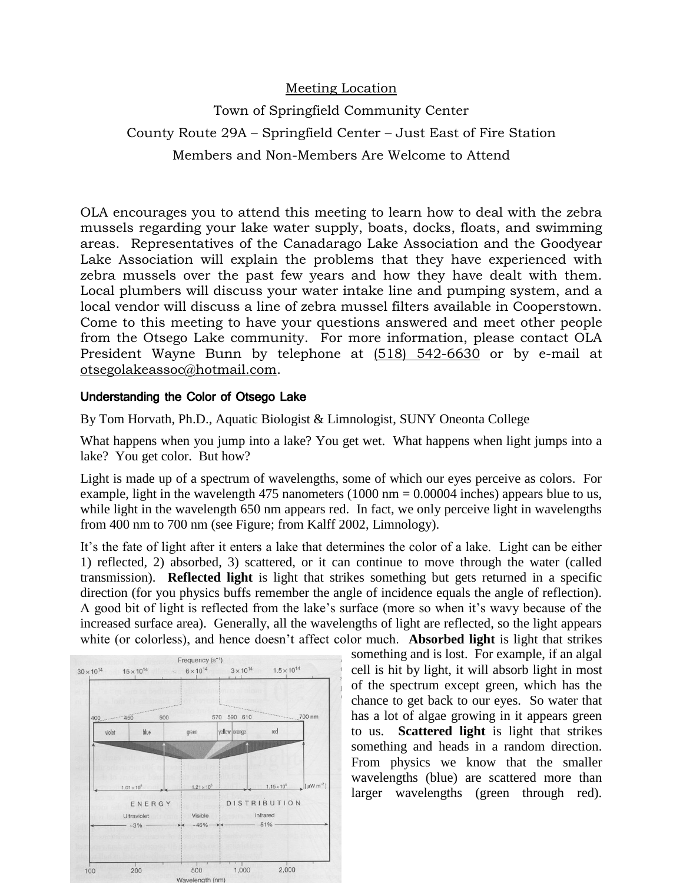Meeting Location

Town of Springfield Community Center

County Route 29A – Springfield Center – Just East of Fire Station

Members and Non-Members Are Welcome to Attend

OLA encourages you to attend this meeting to learn how to deal with the zebra mussels regarding your lake water supply, boats, docks, floats, and swimming areas. Representatives of the Canadarago Lake Association and the Goodyear Lake Association will explain the problems that they have experienced with zebra mussels over the past few years and how they have dealt with them. Local plumbers will discuss your water intake line and pumping system, and a local vendor will discuss a line of zebra mussel filters available in Cooperstown. Come to this meeting to have your questions answered and meet other people from the Otsego Lake community. For more information, please contact OLA President Wayne Bunn by telephone at (518) 542-6630 or by e-mail at otsegolakeassoc@hotmail.com.

### Understanding the Color of Otsego Lake

By Tom Horvath, Ph.D., Aquatic Biologist & Limnologist, SUNY Oneonta College

What happens when you jump into a lake? You get wet. What happens when light jumps into a lake? You get color. But how?

Light is made up of a spectrum of wavelengths, some of which our eyes perceive as colors. For example, light in the wavelength 475 nanometers (1000 nm = 0.00004 inches) appears blue to us, while light in the wavelength 650 nm appears red. In fact, we only perceive light in wavelengths from 400 nm to 700 nm (see Figure; from Kalff 2002, Limnology).

It's the fate of light after it enters a lake that determines the color of a lake. Light can be either 1) reflected, 2) absorbed, 3) scattered, or it can continue to move through the water (called transmission). **Reflected light** is light that strikes something but gets returned in a specific direction (for you physics buffs remember the angle of incidence equals the angle of reflection). A good bit of light is reflected from the lake's surface (more so when it's wavy because of the increased surface area). Generally, all the wavelengths of light are reflected, so the light appears white (or colorless), and hence doesn't affect color much. **Absorbed light** is light that strikes something and is lost. For example, if an algal cell is hit by light, it will absorb light in most of the spectrum except green, which has the chance to get back to our eyes. So water that has a lot of algae growing in it appears green to us. **Scattered light** is light that strikes something and heads in a random direction. From physics we know that the smaller wavelengths (blue) are scattered more than larger wavelengths (green through red).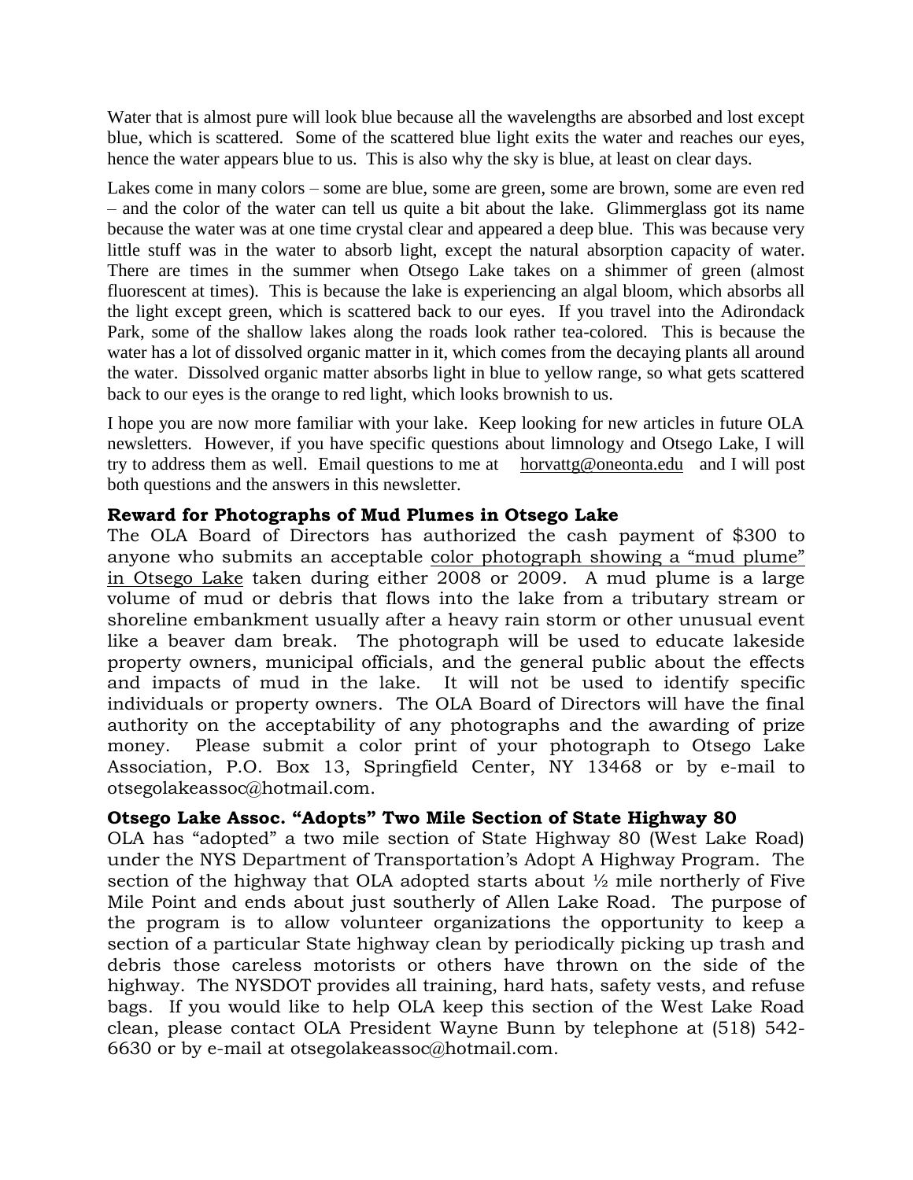Water that is almost pure will look blue because all the wavelengths are absorbed and lost except blue, which is scattered. Some of the scattered blue light exits the water and reaches our eyes, hence the water appears blue to us. This is also why the sky is blue, at least on clear days.

Lakes come in many colors – some are blue, some are green, some are brown, some are even red – and the color of the water can tell us quite a bit about the lake. Glimmerglass got its name because the water was at one time crystal clear and appeared a deep blue. This was because very little stuff was in the water to absorb light, except the natural absorption capacity of water. There are times in the summer when Otsego Lake takes on a shimmer of green (almost fluorescent at times). This is because the lake is experiencing an algal bloom, which absorbs all the light except green, which is scattered back to our eyes. If you travel into the Adirondack Park, some of the shallow lakes along the roads look rather tea-colored. This is because the water has a lot of dissolved organic matter in it, which comes from the decaying plants all around the water. Dissolved organic matter absorbs light in blue to yellow range, so what gets scattered back to our eyes is the orange to red light, which looks brownish to us.

I hope you are now more familiar with your lake. Keep looking for new articles in future OLA newsletters. However, if you have specific questions about limnology and Otsego Lake, I will try to address them as well. Email questions to me at horvattg@oneonta.edu and I will post both questions and the answers in this newsletter.

### Reward for Photographs of Mud Plumes in Otsego Lake

The OLA Board of Directors has authorized the cash payment of $300 to anyone who submits an acceptable color photograph showing a "mud plume" in Otsego Lake taken during either 2008 or 2009. A mud plume is a large volume of mud or debris that flows into the lake from a tributary stream or shoreline embankment usually after a heavy rain storm or other unusual event like a beaver dam break. The photograph will be used to educate lakeside property owners, municipal officials, and the general public about the effects and impacts of mud in the lake. It will not be used to identify specific individuals or property owners. The OLA Board of Directors will have the final authority on the acceptability of any photographs and the awarding of prize money. Please submit a color print of your photograph to Otsego Lake Association, P.O. Box 13, Springfield Center, NY 13468 or by e-mail to otsegolakeassoc@hotmail.com.

### Otsego Lake Assoc. "Adopts" Two Mile Section of State Highway 80

OLA has "adopted" a two mile section of State Highway 80 (West Lake Road) under the NYS Department of Transportation's Adopt A Highway Program. The section of the highway that OLA adopted starts about ½ mile northerly of Five Mile Point and ends about just southerly of Allen Lake Road. The purpose of the program is to allow volunteer organizations the opportunity to keep a section of a particular State highway clean by periodically picking up trash and debris those careless motorists or others have thrown on the side of the highway. The NYSDOT provides all training, hard hats, safety vests, and refuse bags. If you would like to help OLA keep this section of the West Lake Road clean, please contact OLA President Wayne Bunn by telephone at (518) 542-6630 or by e-mail at otsegolakeassoc@hotmail.com.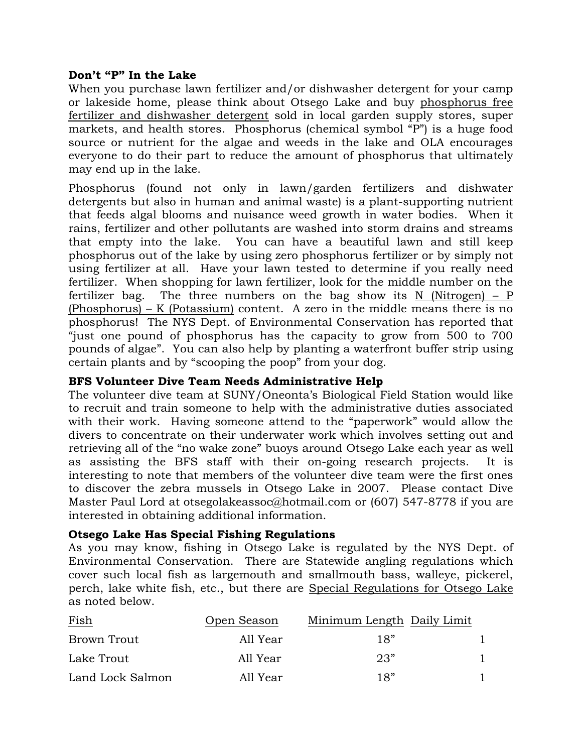**Don't "P" In the Lake**

When you purchase lawn fertilizer and/or dishwasher detergent for your camp or lakeside home, please think about Otsego Lake and buy phosphorus free fertilizer and dishwasher detergent sold in local garden supply stores, super markets, and health stores. Phosphorus (chemical symbol "P") is a huge food source or nutrient for the algae and weeds in the lake and OLA encourages everyone to do their part to reduce the amount of phosphorus that ultimately may end up in the lake.

Phosphorus (found not only in lawn/garden fertilizers and dishwater detergents but also in human and animal waste) is a plant-supporting nutrient that feeds algal blooms and nuisance weed growth in water bodies. When it rains, fertilizer and other pollutants are washed into storm drains and streams that empty into the lake. You can have a beautiful lawn and still keep phosphorus out of the lake by using zero phosphorus fertilizer or by simply not using fertilizer at all. Have your lawn tested to determine if you really need fertilizer. When shopping for lawn fertilizer, look for the middle number on the fertilizer bag. The three numbers on the bag show its N (Nitrogen) – P (Phosphorus) – K (Potassium) content. A zero in the middle means there is no phosphorus! The NYS Dept. of Environmental Conservation has reported that "just one pound of phosphorus has the capacity to grow from 500 to 700 pounds of algae". You can also help by planting a waterfront buffer strip using certain plants and by "scooping the poop" from your dog.

**BFS Volunteer Dive Team Needs Administrative Help**

The volunteer dive team at SUNY/Oneonta's Biological Field Station would like to recruit and train someone to help with the administrative duties associated with their work. Having someone attend to the "paperwork" would allow the divers to concentrate on their underwater work which involves setting out and retrieving all of the "no wake zone" buoys around Otsego Lake each year as well as assisting the BFS staff with their on-going research projects. It is interesting to note that members of the volunteer dive team were the first ones to discover the zebra mussels in Otsego Lake in 2007. Please contact Dive Master Paul Lord at otsegolakeassoc@hotmail.com or (607) 547-8778 if you are interested in obtaining additional information.

**Otsego Lake Has Special Fishing Regulations**

As you may know, fishing in Otsego Lake is regulated by the NYS Dept. of Environmental Conservation. There are Statewide angling regulations which cover such local fish as largemouth and smallmouth bass, walleye, pickerel, perch, lake white fish, etc., but there are Special Regulations for Otsego Lake as noted below.

| Fish | Open Season | Minimum Length | Daily Limit |
|---|---|---|---|
| Brown Trout | All Year | 18" | 1 |
| Lake Trout | All Year | 23" | 1 |
| Land Lock Salmon | All Year | 18" | 1 |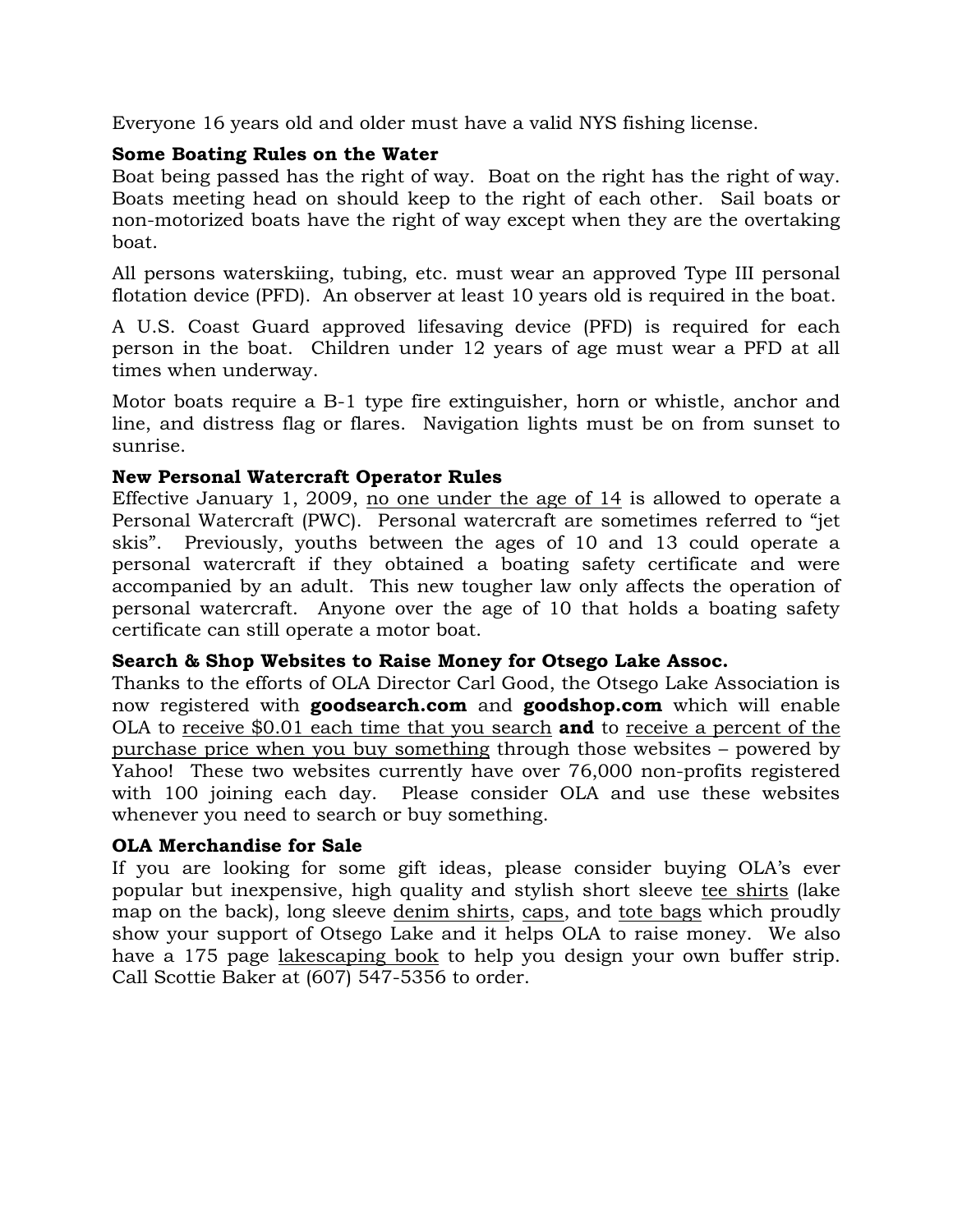Everyone 16 years old and older must have a valid NYS fishing license.

### Some Boating Rules on the Water

Boat being passed has the right of way. Boat on the right has the right of way. Boats meeting head on should keep to the right of each other. Sail boats or non-motorized boats have the right of way except when they are the overtaking boat.

All persons waterskiing, tubing, etc. must wear an approved Type III personal flotation device (PFD). An observer at least 10 years old is required in the boat.

A U.S. Coast Guard approved lifesaving device (PFD) is required for each person in the boat. Children under 12 years of age must wear a PFD at all times when underway.

Motor boats require a B-1 type fire extinguisher, horn or whistle, anchor and line, and distress flag or flares. Navigation lights must be on from sunset to sunrise.

### New Personal Watercraft Operator Rules

Effective January 1, 2009, <u>no one under the age of 14</u> is allowed to operate a Personal Watercraft (PWC). Personal watercraft are sometimes referred to "jet skis". Previously, youths between the ages of 10 and 13 could operate a personal watercraft if they obtained a boating safety certificate and were accompanied by an adult. This new tougher law only affects the operation of personal watercraft. Anyone over the age of 10 that holds a boating safety certificate can still operate a motor boat.

### Search & Shop Websites to Raise Money for Otsego Lake Assoc.

Thanks to the efforts of OLA Director Carl Good, the Otsego Lake Association is now registered with **goodsearch.com** and **goodshop.com** which will enable OLA to <u>receive $0.01 each time that you search</u> **and** to <u>receive a percent of the purchase price when you buy something</u> through those websites – powered by Yahoo! These two websites currently have over 76,000 non-profits registered with 100 joining each day. Please consider OLA and use these websites whenever you need to search or buy something.

### OLA Merchandise for Sale

If you are looking for some gift ideas, please consider buying OLA's ever popular but inexpensive, high quality and stylish short sleeve <u>tee shirts</u> (lake map on the back), long sleeve <u>denim shirts</u>, <u>caps</u>, and <u>tote bags</u> which proudly show your support of Otsego Lake and it helps OLA to raise money. We also have a 175 page <u>lakescaping book</u> to help you design your own buffer strip. Call Scottie Baker at (607) 547-5356 to order.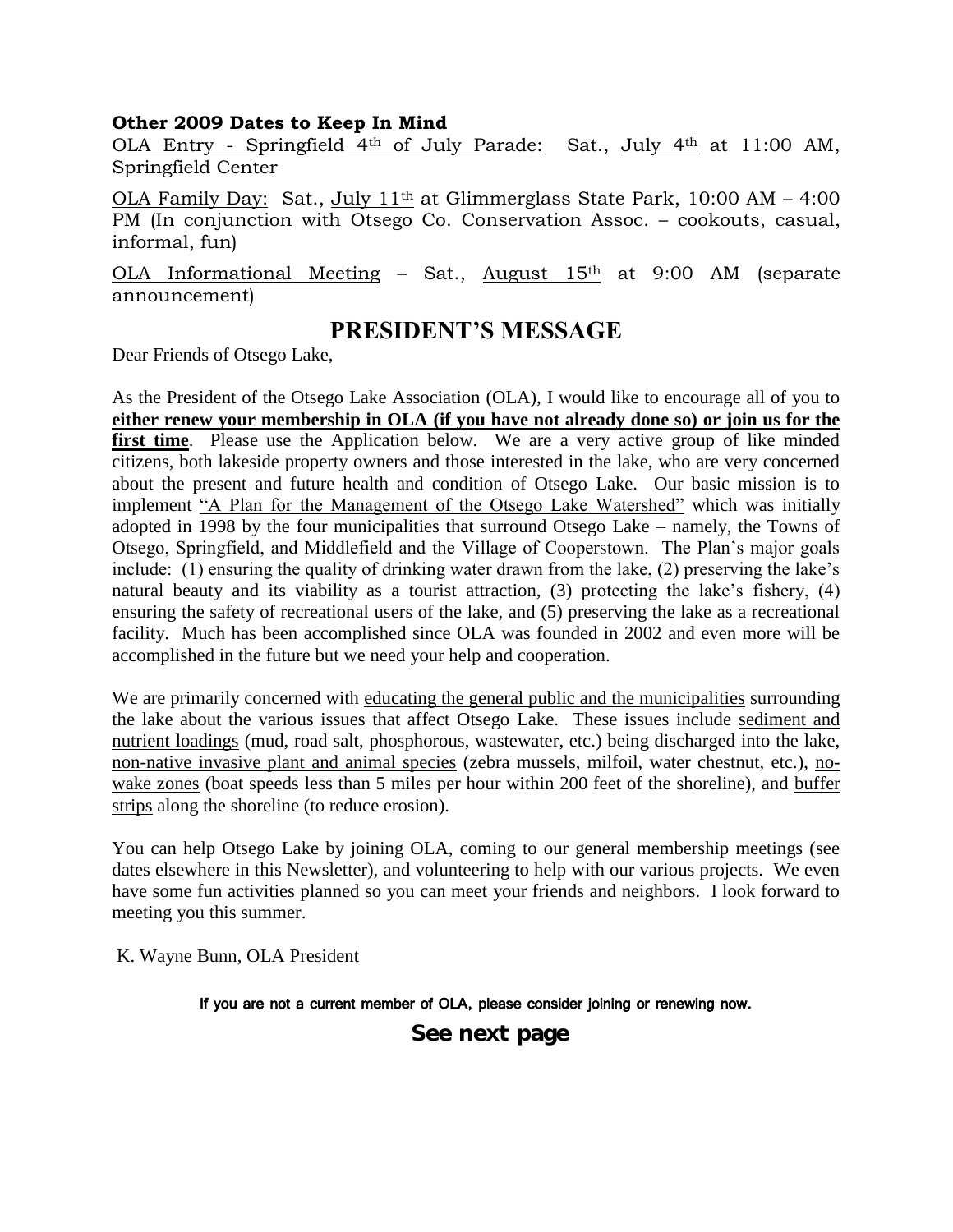**Other 2009 Dates to Keep In Mind**

OLA Entry - Springfield 4th of July Parade: Sat., July 4th at 11:00 AM, Springfield Center

OLA Family Day: Sat., July 11th at Glimmerglass State Park, 10:00 AM – 4:00 PM (In conjunction with Otsego Co. Conservation Assoc. – cookouts, casual, informal, fun)

OLA Informational Meeting – Sat., August 15th at 9:00 AM (separate announcement)

# PRESIDENT'S MESSAGE

Dear Friends of Otsego Lake,

As the President of the Otsego Lake Association (OLA), I would like to encourage all of you to **either renew your membership in OLA (if you have not already done so) or join us for the first time**. Please use the Application below. We are a very active group of like minded citizens, both lakeside property owners and those interested in the lake, who are very concerned about the present and future health and condition of Otsego Lake. Our basic mission is to implement "A Plan for the Management of the Otsego Lake Watershed" which was initially adopted in 1998 by the four municipalities that surround Otsego Lake – namely, the Towns of Otsego, Springfield, and Middlefield and the Village of Cooperstown. The Plan's major goals include: (1) ensuring the quality of drinking water drawn from the lake, (2) preserving the lake's natural beauty and its viability as a tourist attraction, (3) protecting the lake's fishery, (4) ensuring the safety of recreational users of the lake, and (5) preserving the lake as a recreational facility. Much has been accomplished since OLA was founded in 2002 and even more will be accomplished in the future but we need your help and cooperation.

We are primarily concerned with educating the general public and the municipalities surrounding the lake about the various issues that affect Otsego Lake. These issues include sediment and nutrient loadings (mud, road salt, phosphorous, wastewater, etc.) being discharged into the lake, non-native invasive plant and animal species (zebra mussels, milfoil, water chestnut, etc.), no-wake zones (boat speeds less than 5 miles per hour within 200 feet of the shoreline), and buffer strips along the shoreline (to reduce erosion).

You can help Otsego Lake by joining OLA, coming to our general membership meetings (see dates elsewhere in this Newsletter), and volunteering to help with our various projects. We even have some fun activities planned so you can meet your friends and neighbors. I look forward to meeting you this summer.

K. Wayne Bunn, OLA President

**If you are not a current member of OLA, please consider joining or renewing now.**

**See next page**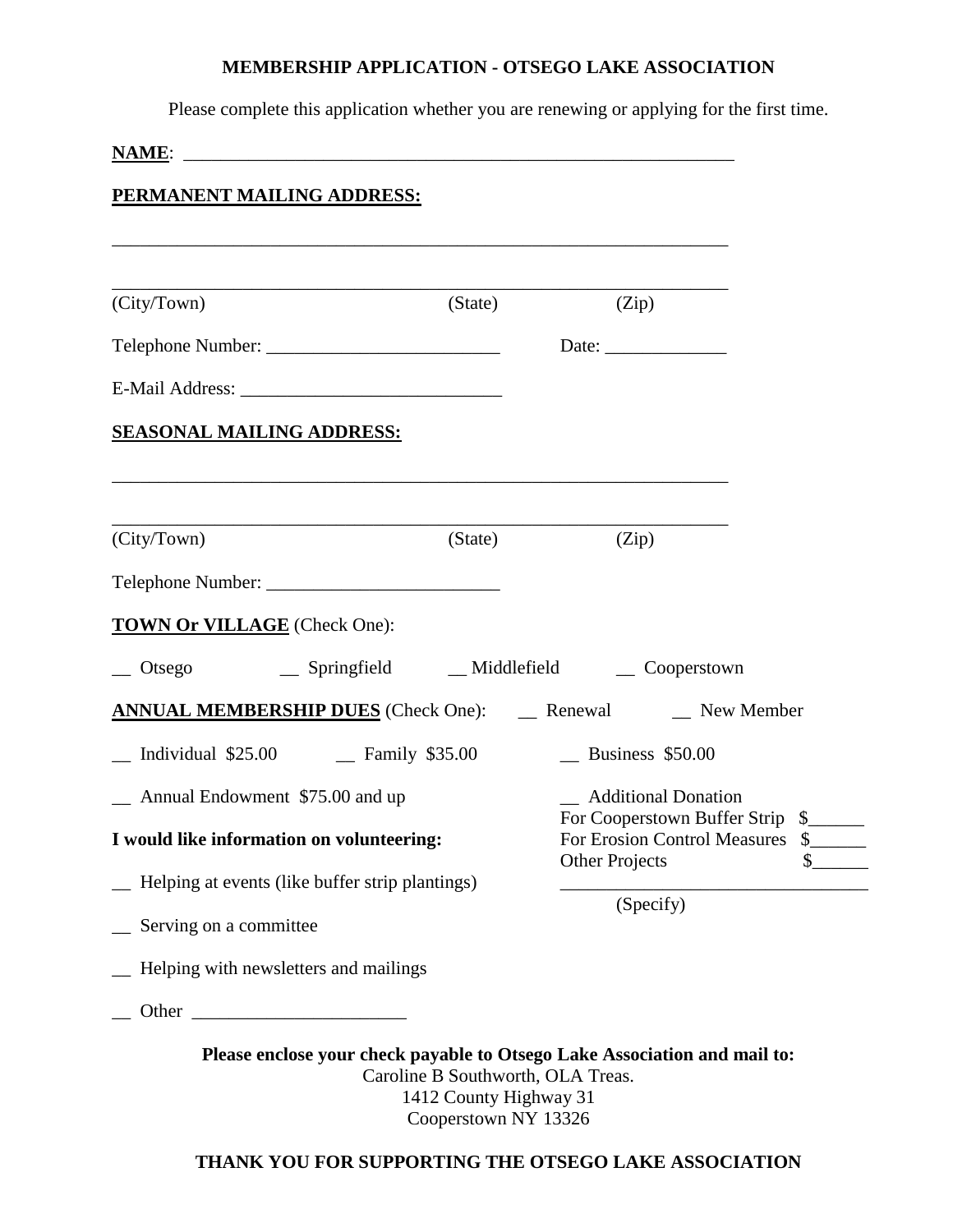**MEMBERSHIP APPLICATION - OTSEGO LAKE ASSOCIATION**

Please complete this application whether you are renewing or applying for the first time.

**NAME**: ____________________________________________________________

**PERMANENT MAILING ADDRESS:**

____________________________________________________________________

____________________________________________________________________

(City/Town) (State) (Zip)

Telephone Number: _________________________ Date: _____________

E-Mail Address: ____________________________

**SEASONAL MAILING ADDRESS:**

____________________________________________________________________

____________________________________________________________________

(City/Town) (State) (Zip)

Telephone Number: _________________________

**TOWN Or VILLAGE** (Check One):

__ Otsego __ Springfield __ Middlefield __ Cooperstown

**ANNUAL MEMBERSHIP DUES** (Check One): __ Renewal __ New Member

__ Individual $25.00 __ Family $35.00 __ Business $50.00

__ Annual Endowment $75.00 and up

__ Additional Donation
For Cooperstown Buffer Strip $______
For Erosion Control Measures $______
Other Projects $______
________________________________
(Specify)

**I would like information on volunteering:**

__ Helping at events (like buffer strip plantings)

__ Serving on a committee

__ Helping with newsletters and mailings

__ Other _______________________

**Please enclose your check payable to Otsego Lake Association and mail to:**
Caroline B Southworth, OLA Treas.
1412 County Highway 31
Cooperstown NY 13326

**THANK YOU FOR SUPPORTING THE OTSEGO LAKE ASSOCIATION**